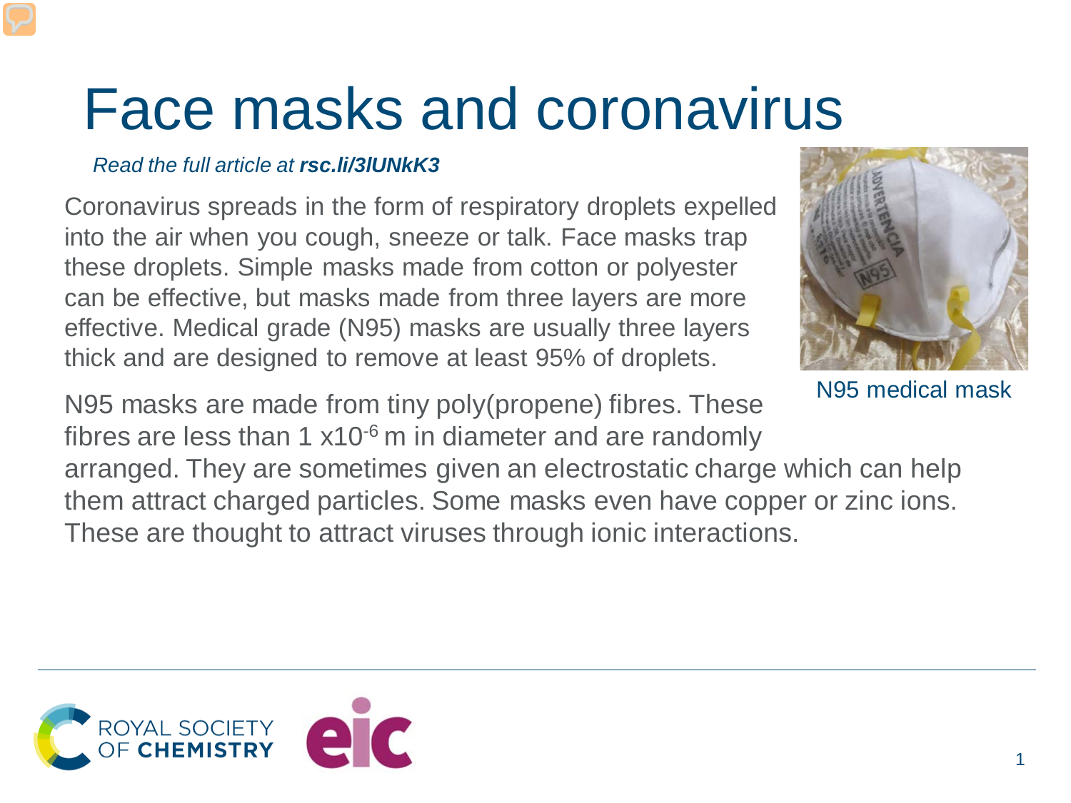# Face masks and coronavirus

*Read the full article at **rsc.li/3lUNkK3***

Coronavirus spreads in the form of respiratory droplets expelled into the air when you cough, sneeze or talk. Face masks trap these droplets. Simple masks made from cotton or polyester can be effective, but masks made from three layers are more effective. Medical grade (N95) masks are usually three layers thick and are designed to remove at least 95% of droplets.

N95 medical mask

N95 masks are made from tiny poly(propene) fibres. These fibres are less than 1 $\times 10^{-6}$ m in diameter and are randomly arranged. They are sometimes given an electrostatic charge which can help them attract charged particles. Some masks even have copper or zinc ions. These are thought to attract viruses through ionic interactions.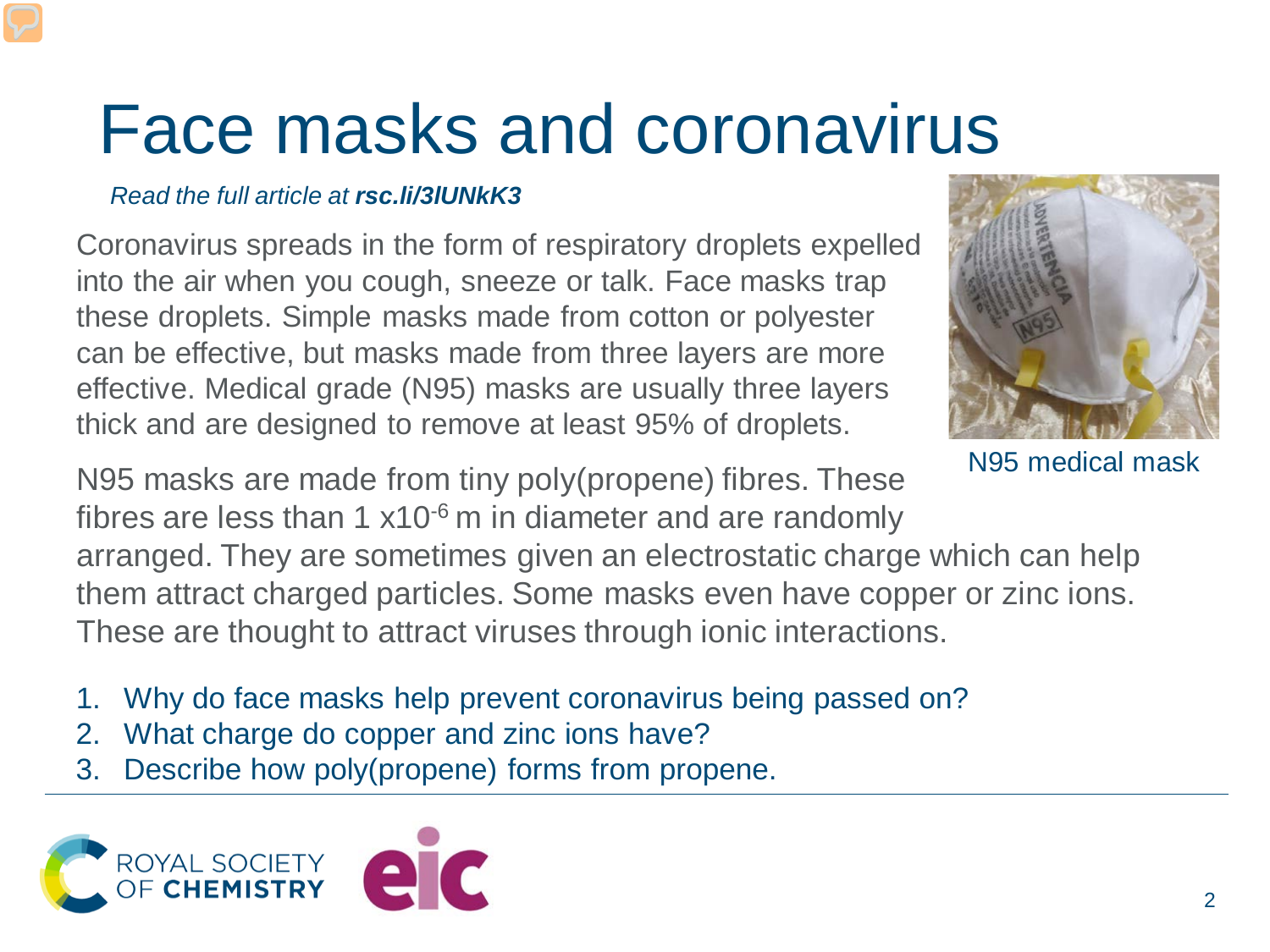# Face masks and coronavirus

*Read the full article at **rsc.li/3lUNkK3***

Coronavirus spreads in the form of respiratory droplets expelled into the air when you cough, sneeze or talk. Face masks trap these droplets. Simple masks made from cotton or polyester can be effective, but masks made from three layers are more effective. Medical grade (N95) masks are usually three layers thick and are designed to remove at least 95% of droplets.

N95 medical mask

N95 masks are made from tiny poly(propene) fibres. These fibres are less than 1 $\times 10^{-6}$ m in diameter and are randomly arranged. They are sometimes given an electrostatic charge which can help them attract charged particles. Some masks even have copper or zinc ions. These are thought to attract viruses through ionic interactions.

1. Why do face masks help prevent coronavirus being passed on?
2. What charge do copper and zinc ions have?
3. Describe how poly(propene) forms from propene.